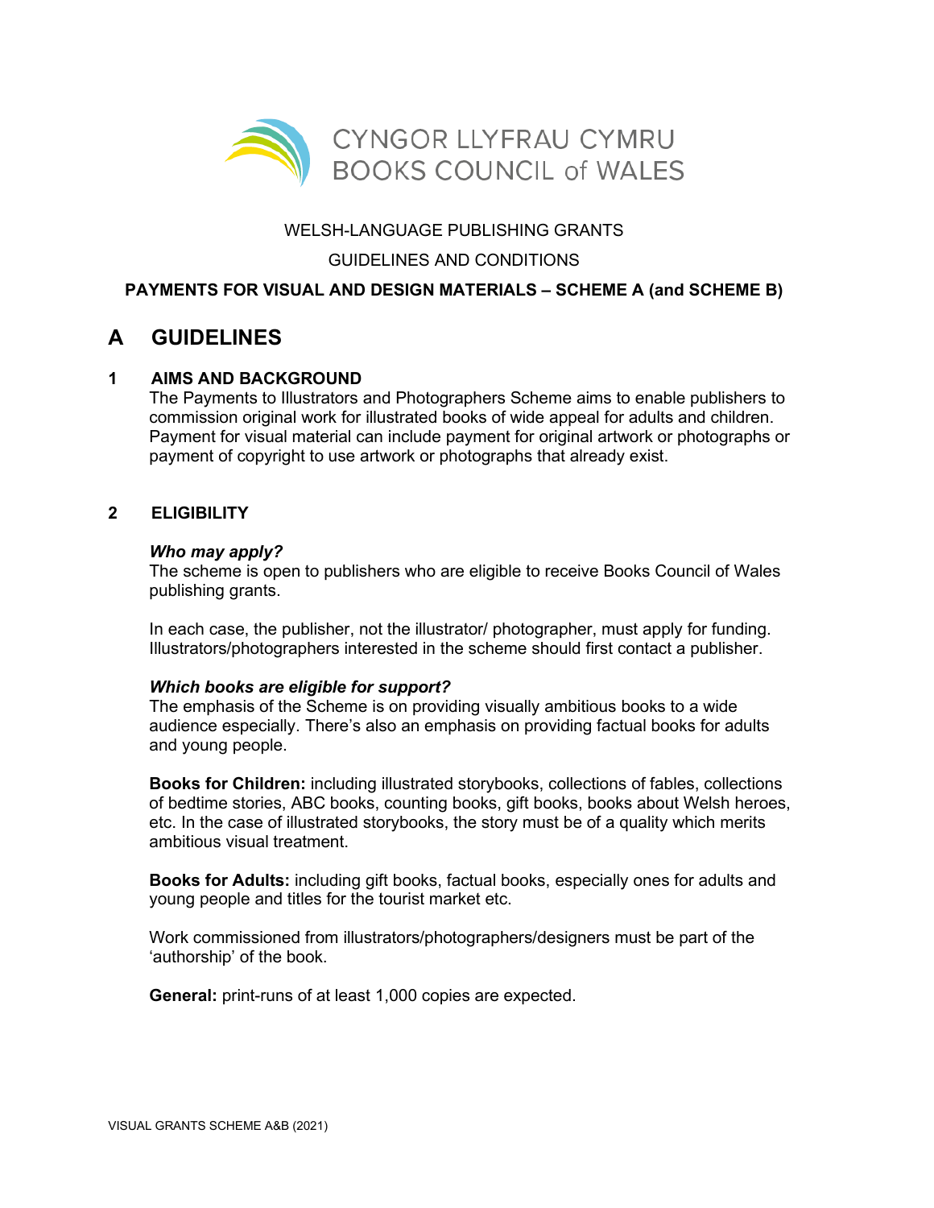CYNGOR LLYFRAU CYMRU
BOOKS COUNCIL of WALES

WELSH-LANGUAGE PUBLISHING GRANTS

GUIDELINES AND CONDITIONS

**PAYMENTS FOR VISUAL AND DESIGN MATERIALS – SCHEME A (and SCHEME B)**

# A GUIDELINES

## 1 AIMS AND BACKGROUND

The Payments to Illustrators and Photographers Scheme aims to enable publishers to commission original work for illustrated books of wide appeal for adults and children. Payment for visual material can include payment for original artwork or photographs or payment of copyright to use artwork or photographs that already exist.

## 2 ELIGIBILITY

***Who may apply?***

The scheme is open to publishers who are eligible to receive Books Council of Wales publishing grants.

In each case, the publisher, not the illustrator/ photographer, must apply for funding. Illustrators/photographers interested in the scheme should first contact a publisher.

***Which books are eligible for support?***

The emphasis of the Scheme is on providing visually ambitious books to a wide audience especially. There's also an emphasis on providing factual books for adults and young people.

**Books for Children:** including illustrated storybooks, collections of fables, collections of bedtime stories, ABC books, counting books, gift books, books about Welsh heroes, etc. In the case of illustrated storybooks, the story must be of a quality which merits ambitious visual treatment.

**Books for Adults:** including gift books, factual books, especially ones for adults and young people and titles for the tourist market etc.

Work commissioned from illustrators/photographers/designers must be part of the 'authorship' of the book.

**General:** print-runs of at least 1,000 copies are expected.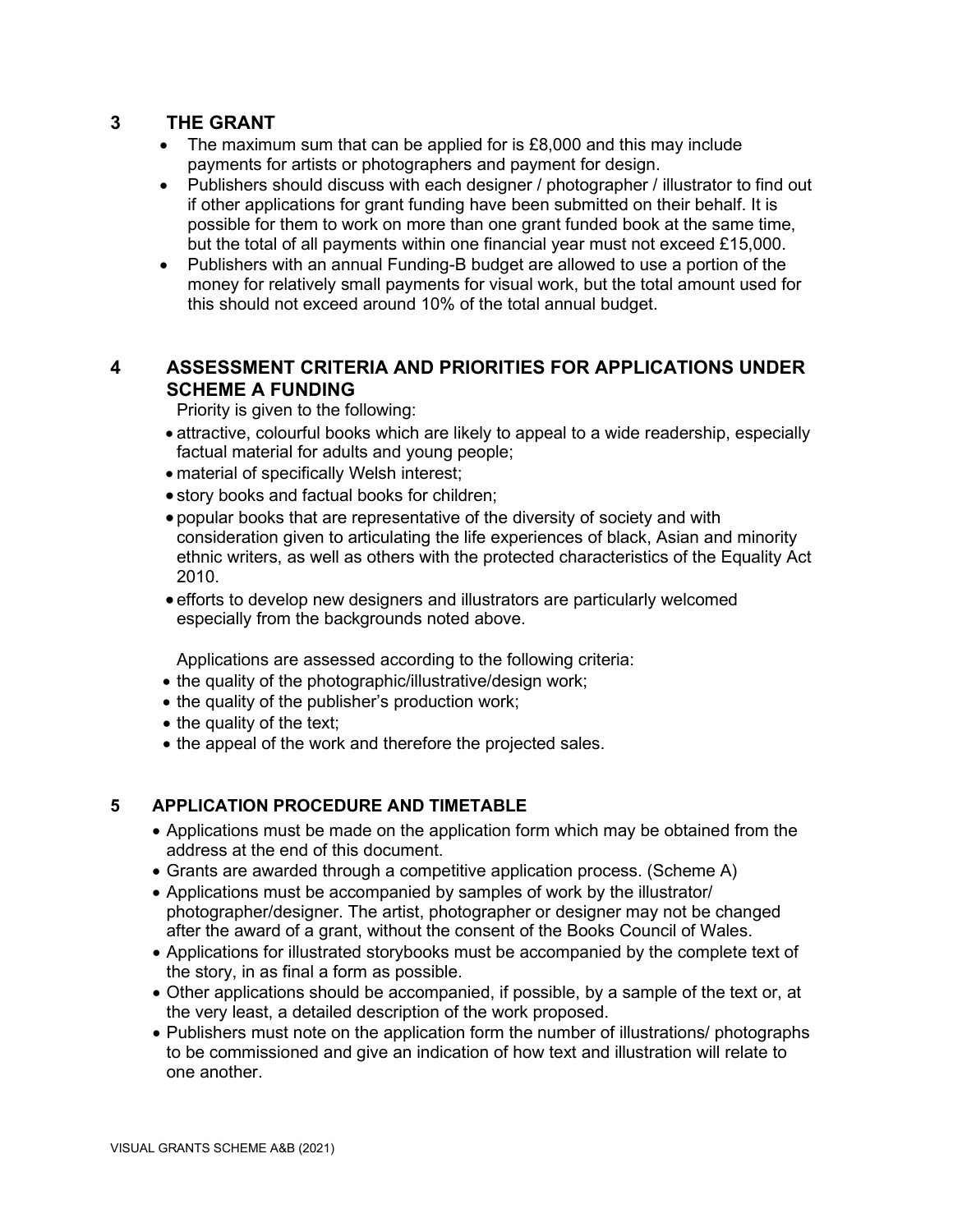## 3 THE GRANT

- The maximum sum that can be applied for is £8,000 and this may include payments for artists or photographers and payment for design.
- Publishers should discuss with each designer / photographer / illustrator to find out if other applications for grant funding have been submitted on their behalf. It is possible for them to work on more than one grant funded book at the same time, but the total of all payments within one financial year must not exceed £15,000.
- Publishers with an annual Funding-B budget are allowed to use a portion of the money for relatively small payments for visual work, but the total amount used for this should not exceed around 10% of the total annual budget.

## 4 ASSESSMENT CRITERIA AND PRIORITIES FOR APPLICATIONS UNDER SCHEME A FUNDING

Priority is given to the following:

- attractive, colourful books which are likely to appeal to a wide readership, especially factual material for adults and young people;
- material of specifically Welsh interest;
- story books and factual books for children;
- popular books that are representative of the diversity of society and with consideration given to articulating the life experiences of black, Asian and minority ethnic writers, as well as others with the protected characteristics of the Equality Act 2010.
- efforts to develop new designers and illustrators are particularly welcomed especially from the backgrounds noted above.

Applications are assessed according to the following criteria:

- the quality of the photographic/illustrative/design work;
- the quality of the publisher's production work;
- the quality of the text;
- the appeal of the work and therefore the projected sales.

## 5 APPLICATION PROCEDURE AND TIMETABLE

- Applications must be made on the application form which may be obtained from the address at the end of this document.
- Grants are awarded through a competitive application process. (Scheme A)
- Applications must be accompanied by samples of work by the illustrator/ photographer/designer. The artist, photographer or designer may not be changed after the award of a grant, without the consent of the Books Council of Wales.
- Applications for illustrated storybooks must be accompanied by the complete text of the story, in as final a form as possible.
- Other applications should be accompanied, if possible, by a sample of the text or, at the very least, a detailed description of the work proposed.
- Publishers must note on the application form the number of illustrations/ photographs to be commissioned and give an indication of how text and illustration will relate to one another.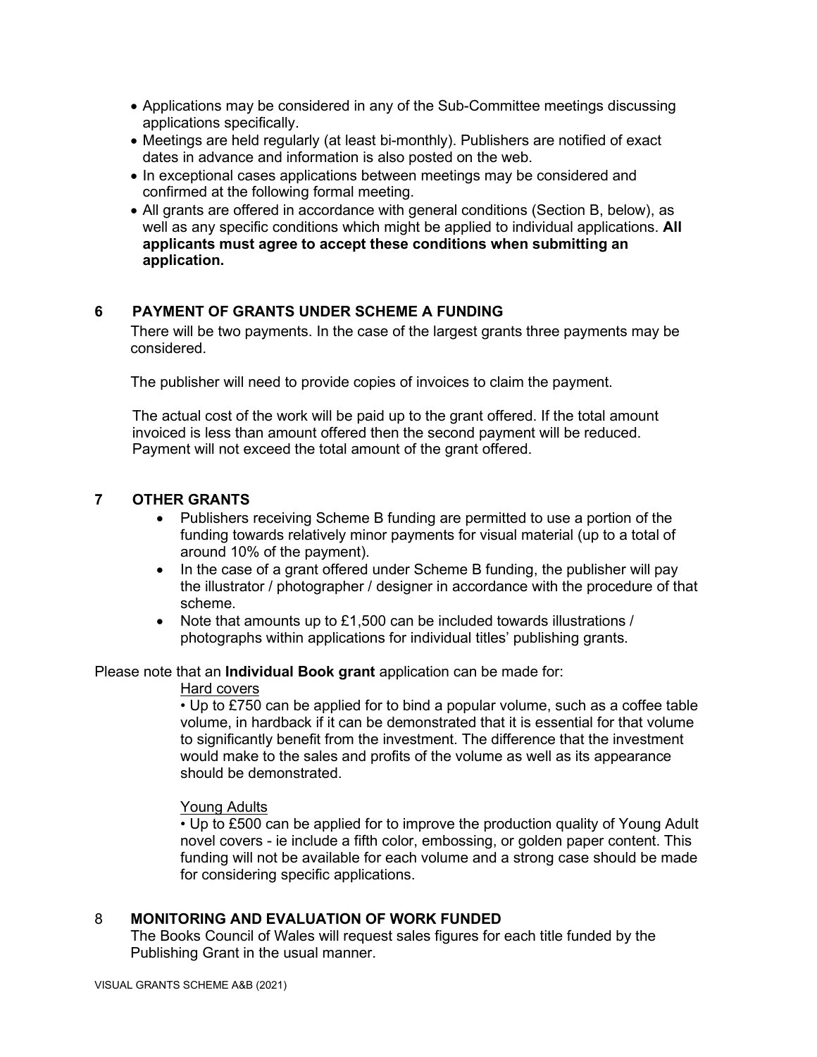- Applications may be considered in any of the Sub-Committee meetings discussing applications specifically.
- Meetings are held regularly (at least bi-monthly). Publishers are notified of exact dates in advance and information is also posted on the web.
- In exceptional cases applications between meetings may be considered and confirmed at the following formal meeting.
- All grants are offered in accordance with general conditions (Section B, below), as well as any specific conditions which might be applied to individual applications. **All applicants must agree to accept these conditions when submitting an application.**

## 6 PAYMENT OF GRANTS UNDER SCHEME A FUNDING

There will be two payments. In the case of the largest grants three payments may be considered.

The publisher will need to provide copies of invoices to claim the payment.

The actual cost of the work will be paid up to the grant offered. If the total amount invoiced is less than amount offered then the second payment will be reduced. Payment will not exceed the total amount of the grant offered.

## 7 OTHER GRANTS

- Publishers receiving Scheme B funding are permitted to use a portion of the funding towards relatively minor payments for visual material (up to a total of around 10% of the payment).
- In the case of a grant offered under Scheme B funding, the publisher will pay the illustrator / photographer / designer in accordance with the procedure of that scheme.
- Note that amounts up to £1,500 can be included towards illustrations / photographs within applications for individual titles' publishing grants.

Please note that an **Individual Book grant** application can be made for:

Hard covers

• Up to £750 can be applied for to bind a popular volume, such as a coffee table volume, in hardback if it can be demonstrated that it is essential for that volume to significantly benefit from the investment. The difference that the investment would make to the sales and profits of the volume as well as its appearance should be demonstrated.

Young Adults

• Up to £500 can be applied for to improve the production quality of Young Adult novel covers - ie include a fifth color, embossing, or golden paper content. This funding will not be available for each volume and a strong case should be made for considering specific applications.

## 8 MONITORING AND EVALUATION OF WORK FUNDED

The Books Council of Wales will request sales figures for each title funded by the Publishing Grant in the usual manner.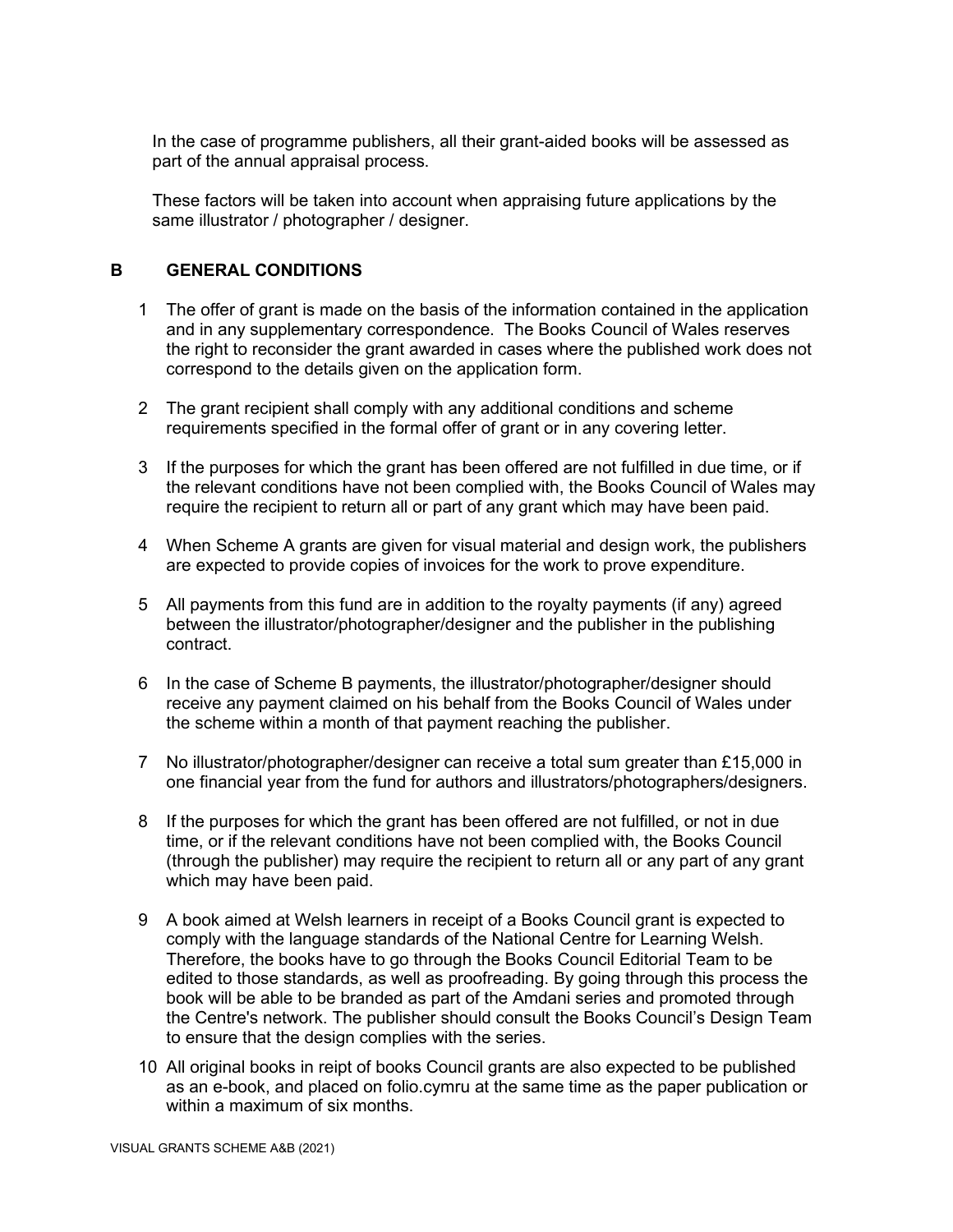In the case of programme publishers, all their grant-aided books will be assessed as part of the annual appraisal process.

These factors will be taken into account when appraising future applications by the same illustrator / photographer / designer.

## B GENERAL CONDITIONS

1. The offer of grant is made on the basis of the information contained in the application and in any supplementary correspondence. The Books Council of Wales reserves the right to reconsider the grant awarded in cases where the published work does not correspond to the details given on the application form.

2. The grant recipient shall comply with any additional conditions and scheme requirements specified in the formal offer of grant or in any covering letter.

3. If the purposes for which the grant has been offered are not fulfilled in due time, or if the relevant conditions have not been complied with, the Books Council of Wales may require the recipient to return all or part of any grant which may have been paid.

4. When Scheme A grants are given for visual material and design work, the publishers are expected to provide copies of invoices for the work to prove expenditure.

5. All payments from this fund are in addition to the royalty payments (if any) agreed between the illustrator/photographer/designer and the publisher in the publishing contract.

6. In the case of Scheme B payments, the illustrator/photographer/designer should receive any payment claimed on his behalf from the Books Council of Wales under the scheme within a month of that payment reaching the publisher.

7. No illustrator/photographer/designer can receive a total sum greater than £15,000 in one financial year from the fund for authors and illustrators/photographers/designers.

8. If the purposes for which the grant has been offered are not fulfilled, or not in due time, or if the relevant conditions have not been complied with, the Books Council (through the publisher) may require the recipient to return all or any part of any grant which may have been paid.

9. A book aimed at Welsh learners in receipt of a Books Council grant is expected to comply with the language standards of the National Centre for Learning Welsh. Therefore, the books have to go through the Books Council Editorial Team to be edited to those standards, as well as proofreading. By going through this process the book will be able to be branded as part of the Amdani series and promoted through the Centre's network. The publisher should consult the Books Council's Design Team to ensure that the design complies with the series.

10. All original books in reipt of books Council grants are also expected to be published as an e-book, and placed on folio.cymru at the same time as the paper publication or within a maximum of six months.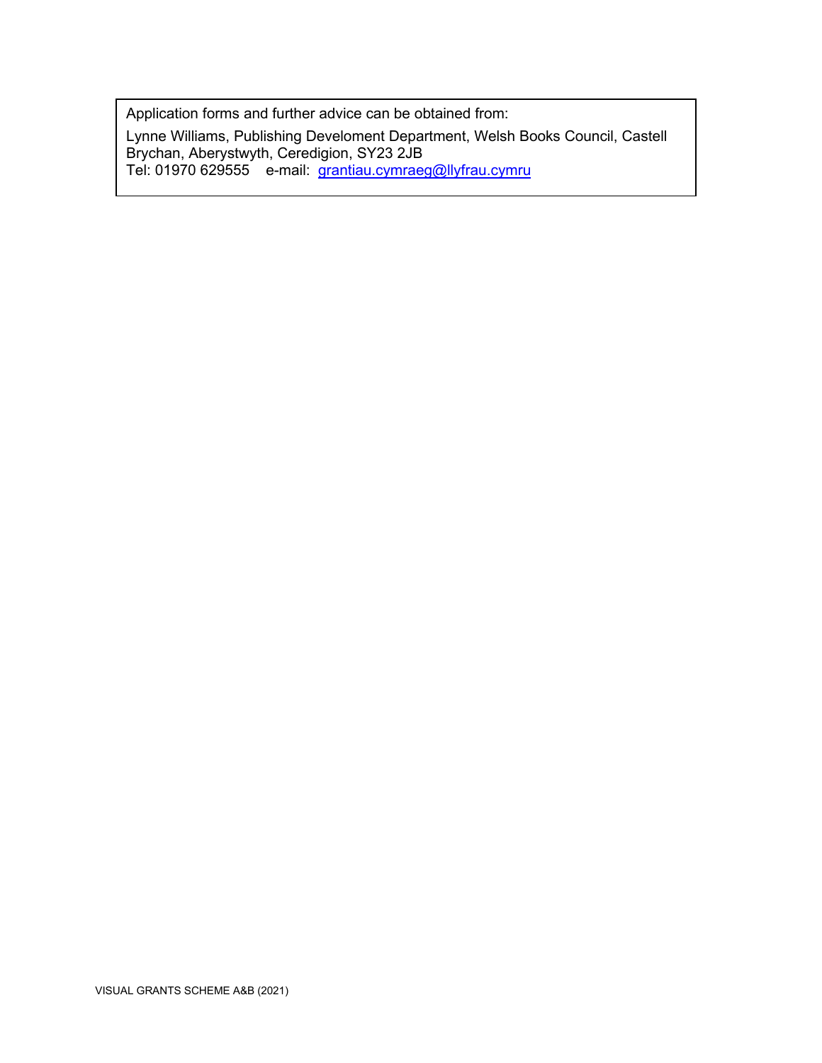Application forms and further advice can be obtained from:

Lynne Williams, Publishing Develoment Department, Welsh Books Council, Castell Brychan, Aberystwyth, Ceredigion, SY23 2JB
Tel: 01970 629555 e-mail: grantiau.cymraeg@llyfrau.cymru